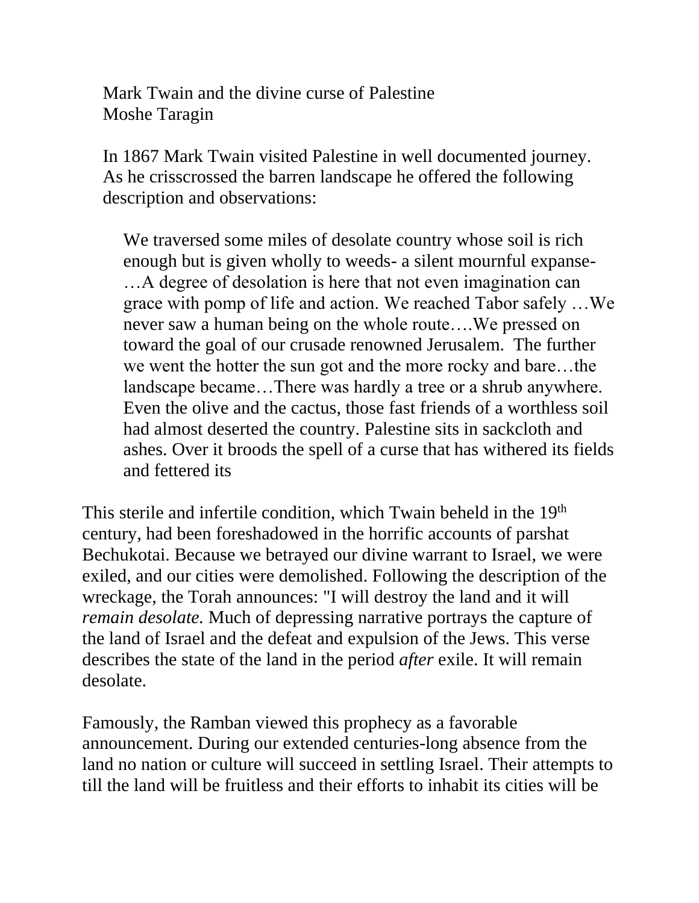Mark Twain and the divine curse of Palestine
Moshe Taragin

In 1867 Mark Twain visited Palestine in well documented journey. As he crisscrossed the barren landscape he offered the following description and observations:

> We traversed some miles of desolate country whose soil is rich enough but is given wholly to weeds- a silent mournful expanse- …A degree of desolation is here that not even imagination can grace with pomp of life and action. We reached Tabor safely …We never saw a human being on the whole route….We pressed on toward the goal of our crusade renowned Jerusalem. The further we went the hotter the sun got and the more rocky and bare…the landscape became…There was hardly a tree or a shrub anywhere. Even the olive and the cactus, those fast friends of a worthless soil had almost deserted the country. Palestine sits in sackcloth and ashes. Over it broods the spell of a curse that has withered its fields and fettered its

This sterile and infertile condition, which Twain beheld in the 19th century, had been foreshadowed in the horrific accounts of parshat Bechukotai. Because we betrayed our divine warrant to Israel, we were exiled, and our cities were demolished. Following the description of the wreckage, the Torah announces: "I will destroy the land and it will *remain desolate.* Much of depressing narrative portrays the capture of the land of Israel and the defeat and expulsion of the Jews. This verse describes the state of the land in the period *after* exile. It will remain desolate.

Famously, the Ramban viewed this prophecy as a favorable announcement. During our extended centuries-long absence from the land no nation or culture will succeed in settling Israel. Their attempts to till the land will be fruitless and their efforts to inhabit its cities will be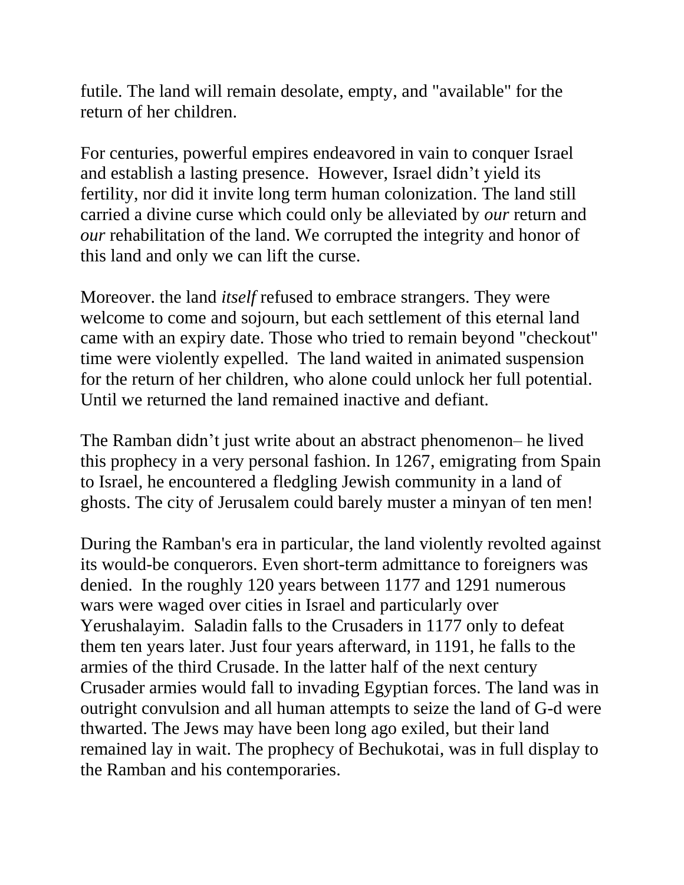futile. The land will remain desolate, empty, and "available" for the return of her children.

For centuries, powerful empires endeavored in vain to conquer Israel and establish a lasting presence. However, Israel didn't yield its fertility, nor did it invite long term human colonization. The land still carried a divine curse which could only be alleviated by *our* return and *our* rehabilitation of the land. We corrupted the integrity and honor of this land and only we can lift the curse.

Moreover. the land *itself* refused to embrace strangers. They were welcome to come and sojourn, but each settlement of this eternal land came with an expiry date. Those who tried to remain beyond "checkout" time were violently expelled. The land waited in animated suspension for the return of her children, who alone could unlock her full potential. Until we returned the land remained inactive and defiant.

The Ramban didn't just write about an abstract phenomenon– he lived this prophecy in a very personal fashion. In 1267, emigrating from Spain to Israel, he encountered a fledgling Jewish community in a land of ghosts. The city of Jerusalem could barely muster a minyan of ten men!

During the Ramban's era in particular, the land violently revolted against its would-be conquerors. Even short-term admittance to foreigners was denied. In the roughly 120 years between 1177 and 1291 numerous wars were waged over cities in Israel and particularly over Yerushalayim. Saladin falls to the Crusaders in 1177 only to defeat them ten years later. Just four years afterward, in 1191, he falls to the armies of the third Crusade. In the latter half of the next century Crusader armies would fall to invading Egyptian forces. The land was in outright convulsion and all human attempts to seize the land of G-d were thwarted. The Jews may have been long ago exiled, but their land remained lay in wait. The prophecy of Bechukotai, was in full display to the Ramban and his contemporaries.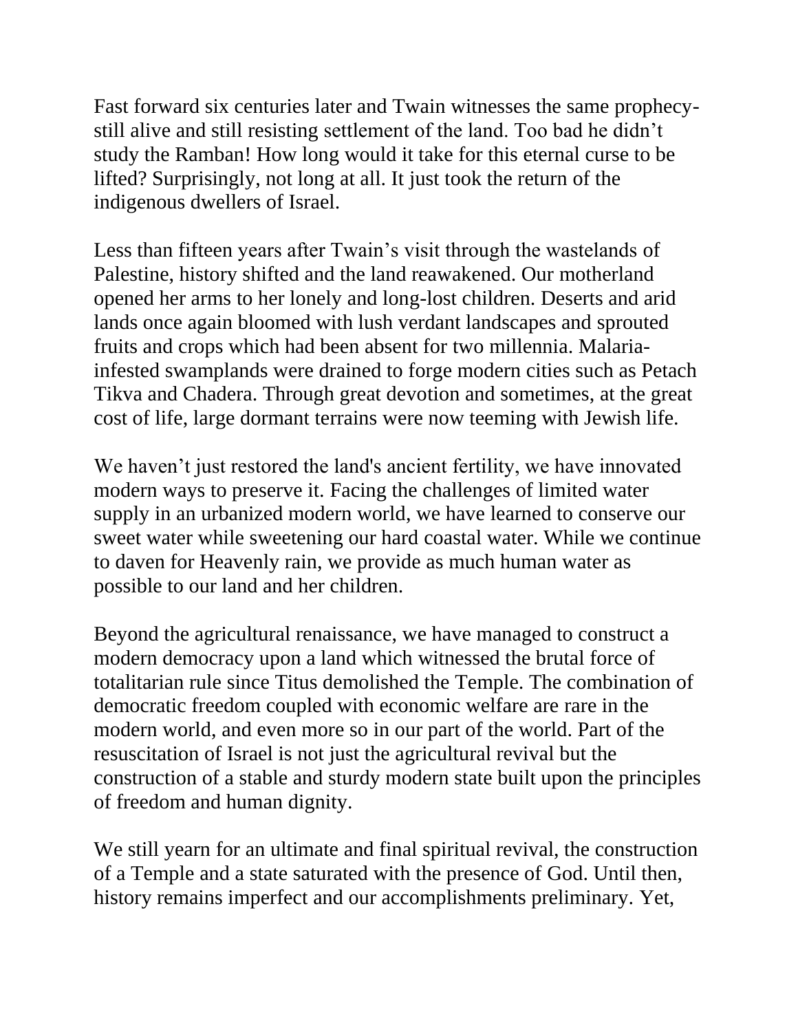Fast forward six centuries later and Twain witnesses the same prophecy- still alive and still resisting settlement of the land. Too bad he didn't study the Ramban! How long would it take for this eternal curse to be lifted? Surprisingly, not long at all. It just took the return of the indigenous dwellers of Israel.

Less than fifteen years after Twain's visit through the wastelands of Palestine, history shifted and the land reawakened. Our motherland opened her arms to her lonely and long-lost children. Deserts and arid lands once again bloomed with lush verdant landscapes and sprouted fruits and crops which had been absent for two millennia. Malaria-infested swamplands were drained to forge modern cities such as Petach Tikva and Chadera. Through great devotion and sometimes, at the great cost of life, large dormant terrains were now teeming with Jewish life.

We haven't just restored the land's ancient fertility, we have innovated modern ways to preserve it. Facing the challenges of limited water supply in an urbanized modern world, we have learned to conserve our sweet water while sweetening our hard coastal water. While we continue to daven for Heavenly rain, we provide as much human water as possible to our land and her children.

Beyond the agricultural renaissance, we have managed to construct a modern democracy upon a land which witnessed the brutal force of totalitarian rule since Titus demolished the Temple. The combination of democratic freedom coupled with economic welfare are rare in the modern world, and even more so in our part of the world. Part of the resuscitation of Israel is not just the agricultural revival but the construction of a stable and sturdy modern state built upon the principles of freedom and human dignity.

We still yearn for an ultimate and final spiritual revival, the construction of a Temple and a state saturated with the presence of God. Until then, history remains imperfect and our accomplishments preliminary. Yet,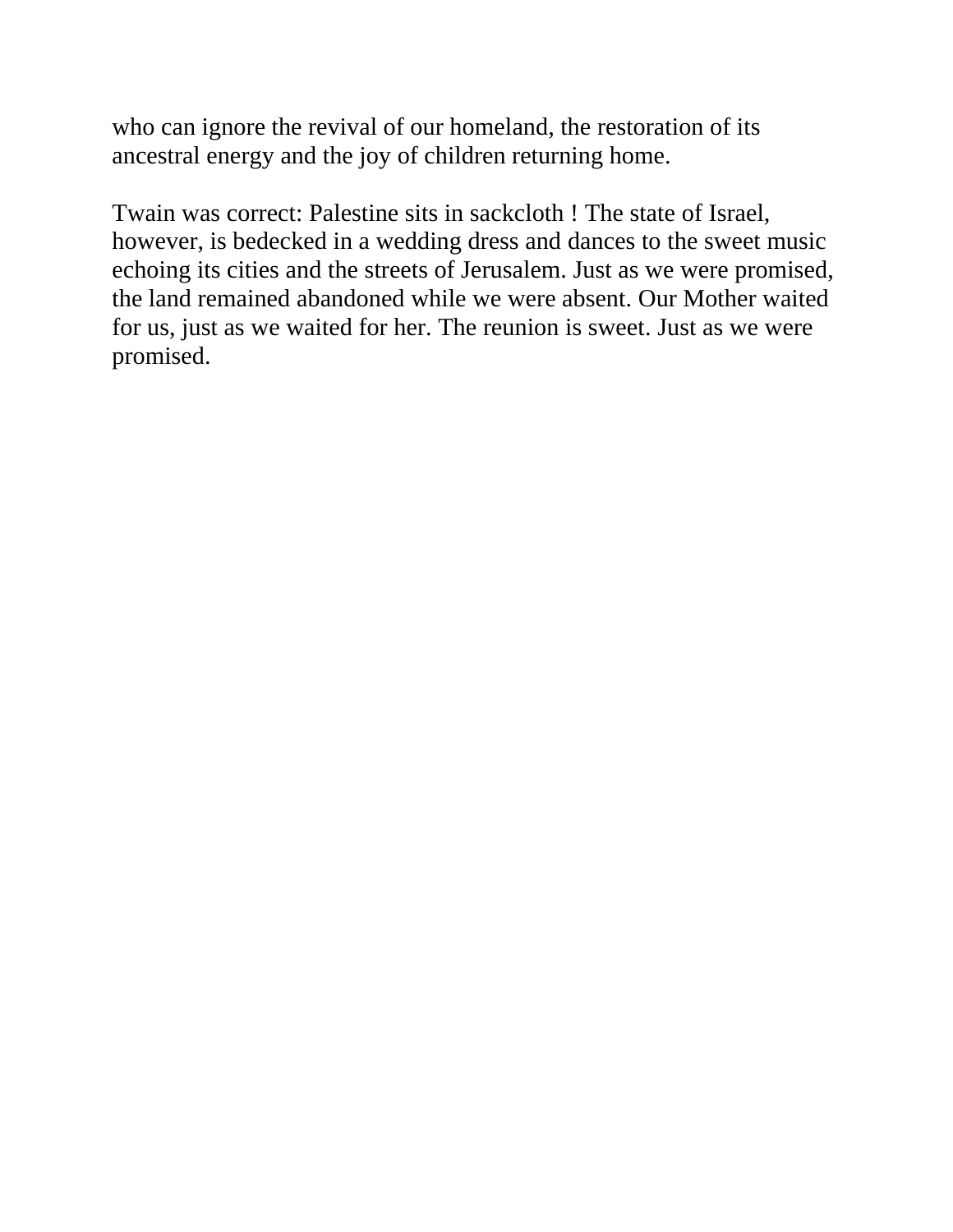who can ignore the revival of our homeland, the restoration of its ancestral energy and the joy of children returning home.

Twain was correct: Palestine sits in sackcloth ! The state of Israel, however, is bedecked in a wedding dress and dances to the sweet music echoing its cities and the streets of Jerusalem. Just as we were promised, the land remained abandoned while we were absent. Our Mother waited for us, just as we waited for her. The reunion is sweet. Just as we were promised.